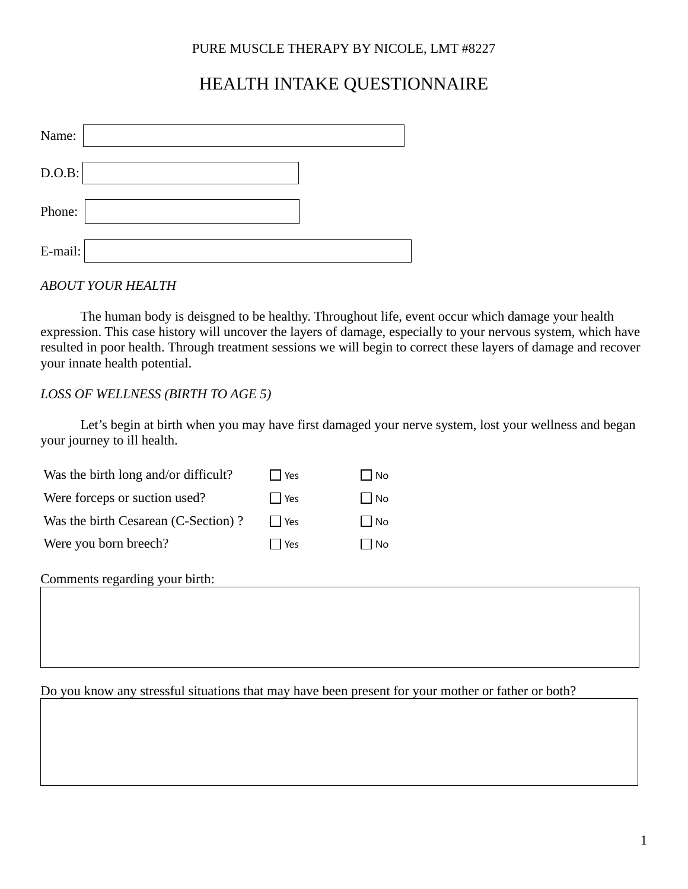PURE MUSCLE THERAPY BY NICOLE, LMT #8227

# HEALTH INTAKE QUESTIONNAIRE

Name: 

D.O.B: 

Phone: 

E-mail: 

*ABOUT YOUR HEALTH*

The human body is deisgned to be healthy. Throughout life, event occur which damage your health expression. This case history will uncover the layers of damage, especially to your nervous system, which have resulted in poor health. Through treatment sessions we will begin to correct these layers of damage and recover your innate health potential.

*LOSS OF WELLNESS (BIRTH TO AGE 5)*

Let's begin at birth when you may have first damaged your nerve system, lost your wellness and began your journey to ill health.

| | | |
|---|---|---|
| Was the birth long and/or difficult? | ☐ Yes | ☐ No |
| Were forceps or suction used? | ☐ Yes | ☐ No |
| Was the birth Cesarean (C-Section) ? | ☐ Yes | ☐ No |
| Were you born breech? | ☐ Yes | ☐ No |

Comments regarding your birth:

Do you know any stressful situations that may have been present for your mother or father or both?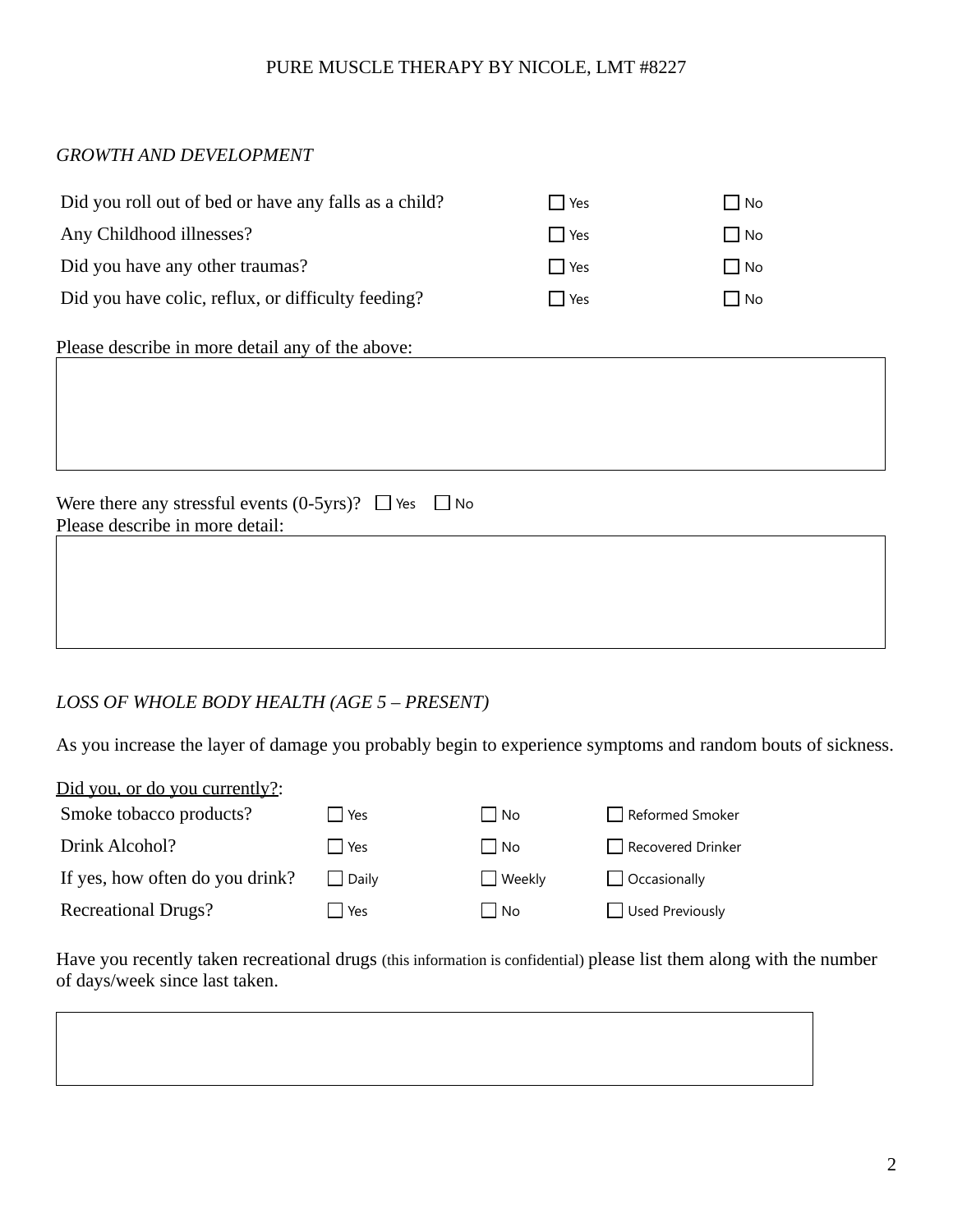PURE MUSCLE THERAPY BY NICOLE, LMT #8227

*GROWTH AND DEVELOPMENT*

| | | |
|---|---|---|
| Did you roll out of bed or have any falls as a child? | ☐ Yes | ☐ No |
| Any Childhood illnesses? | ☐ Yes | ☐ No |
| Did you have any other traumas? | ☐ Yes | ☐ No |
| Did you have colic, reflux, or difficulty feeding? | ☐ Yes | ☐ No |

Please describe in more detail any of the above:

Were there any stressful events (0-5yrs)? ☐ Yes ☐ No

Please describe in more detail:

*LOSS OF WHOLE BODY HEALTH (AGE 5 – PRESENT)*

As you increase the layer of damage you probably begin to experience symptoms and random bouts of sickness.

Did you, or do you currently?:

| | | | |
|---|---|---|---|
| Smoke tobacco products? | ☐ Yes | ☐ No | ☐ Reformed Smoker |
| Drink Alcohol? | ☐ Yes | ☐ No | ☐ Recovered Drinker |
| If yes, how often do you drink? | ☐ Daily | ☐ Weekly | ☐ Occasionally |
| Recreational Drugs? | ☐ Yes | ☐ No | ☐ Used Previously |

Have you recently taken recreational drugs (this information is confidential) please list them along with the number of days/week since last taken.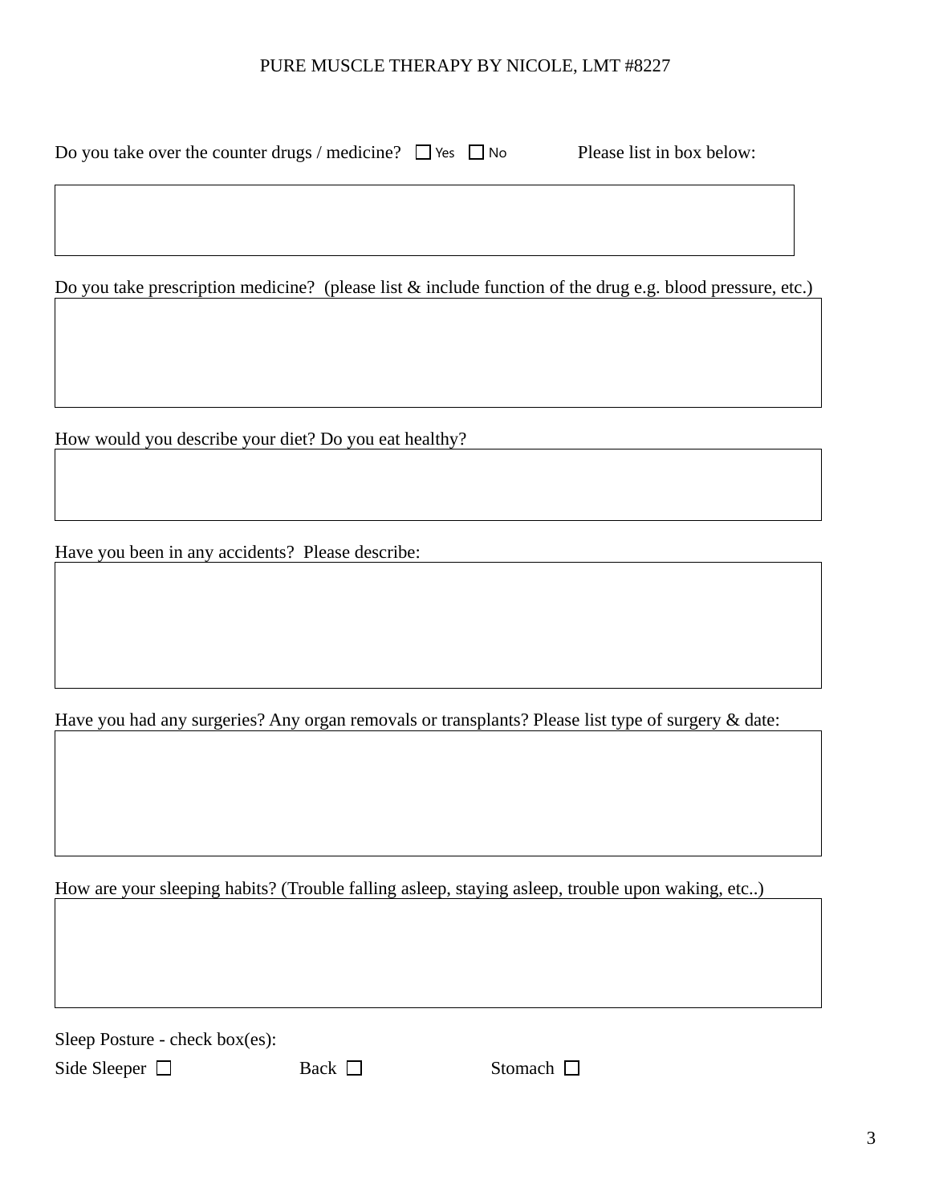PURE MUSCLE THERAPY BY NICOLE, LMT #8227

Do you take over the counter drugs / medicine? ☐ Yes ☐ No Please list in box below:

Do you take prescription medicine? (please list & include function of the drug e.g. blood pressure, etc.)

How would you describe your diet? Do you eat healthy?

Have you been in any accidents? Please describe:

Have you had any surgeries? Any organ removals or transplants? Please list type of surgery & date:

How are your sleeping habits? (Trouble falling asleep, staying asleep, trouble upon waking, etc..)

Sleep Posture - check box(es):

Side Sleeper ☐ Back ☐ Stomach ☐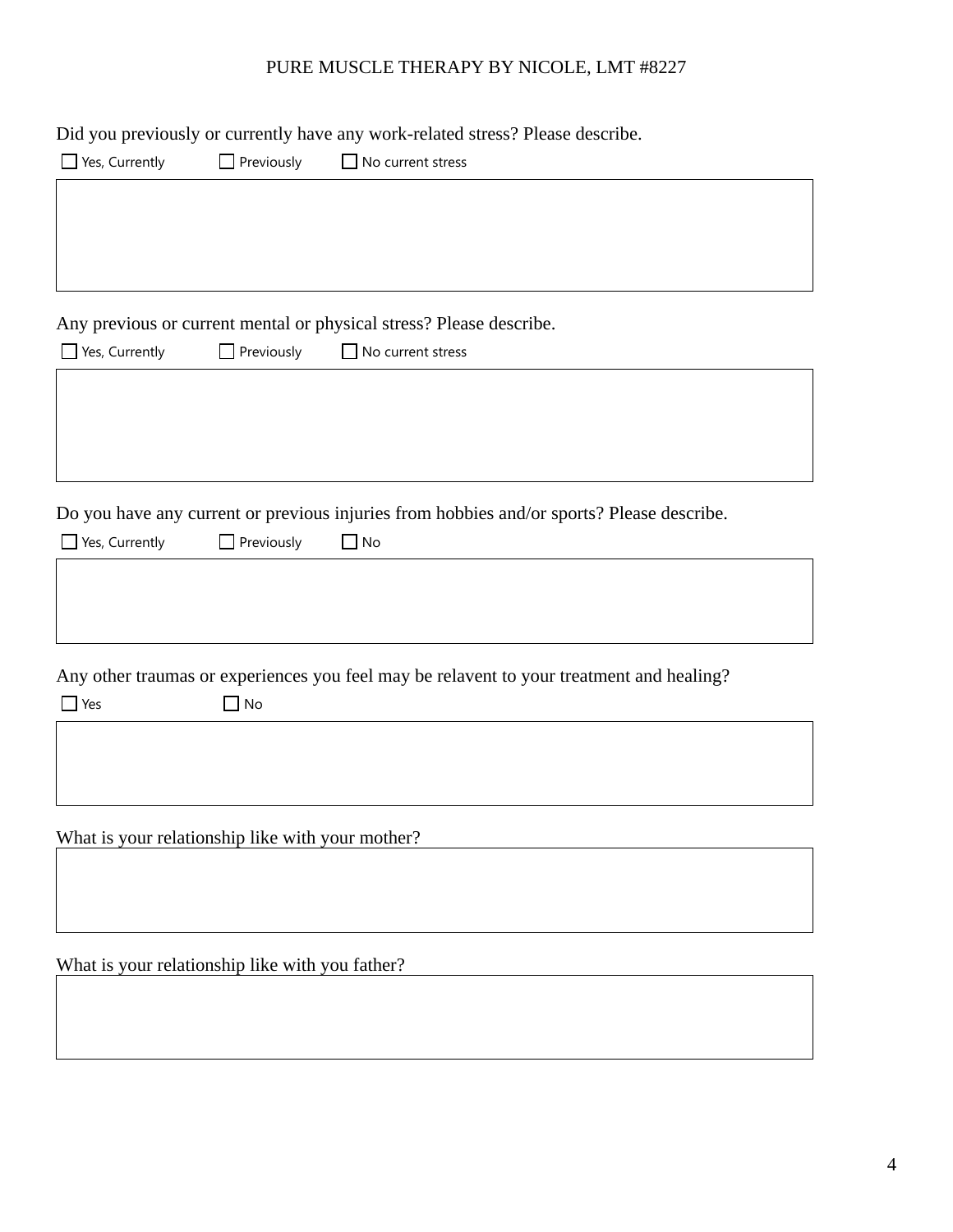Did you previously or currently have any work-related stress? Please describe.

☐ Yes, Currently ☐ Previously ☐ No current stress

Any previous or current mental or physical stress? Please describe.

☐ Yes, Currently ☐ Previously ☐ No current stress

Do you have any current or previous injuries from hobbies and/or sports? Please describe.

☐ Yes, Currently ☐ Previously ☐ No

Any other traumas or experiences you feel may be relavent to your treatment and healing?

☐ Yes ☐ No

What is your relationship like with your mother?

What is your relationship like with you father?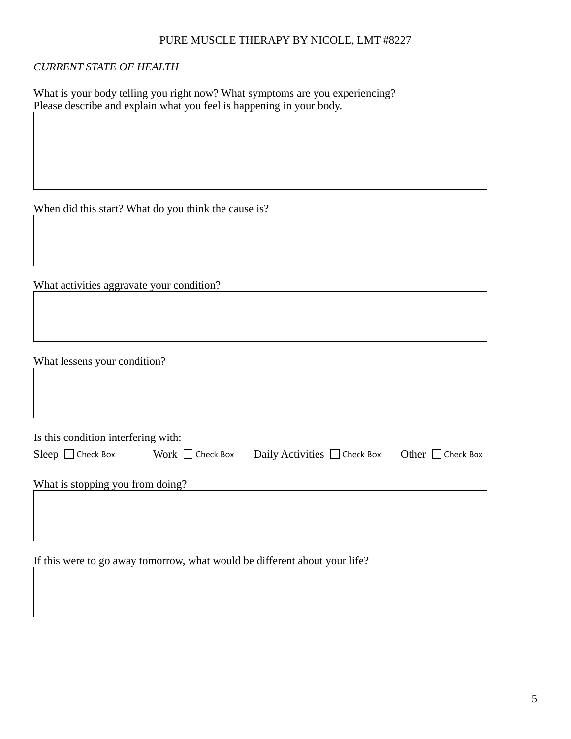PURE MUSCLE THERAPY BY NICOLE, LMT #8227

*CURRENT STATE OF HEALTH*

What is your body telling you right now? What symptoms are you experiencing?
Please describe and explain what you feel is happening in your body.

When did this start? What do you think the cause is?

What activities aggravate your condition?

What lessens your condition?

Is this condition interfering with:

Sleep ☐ Check Box     Work ☐ Check Box     Daily Activities ☐ Check Box     Other ☐ Check Box

What is stopping you from doing?

If this were to go away tomorrow, what would be different about your life?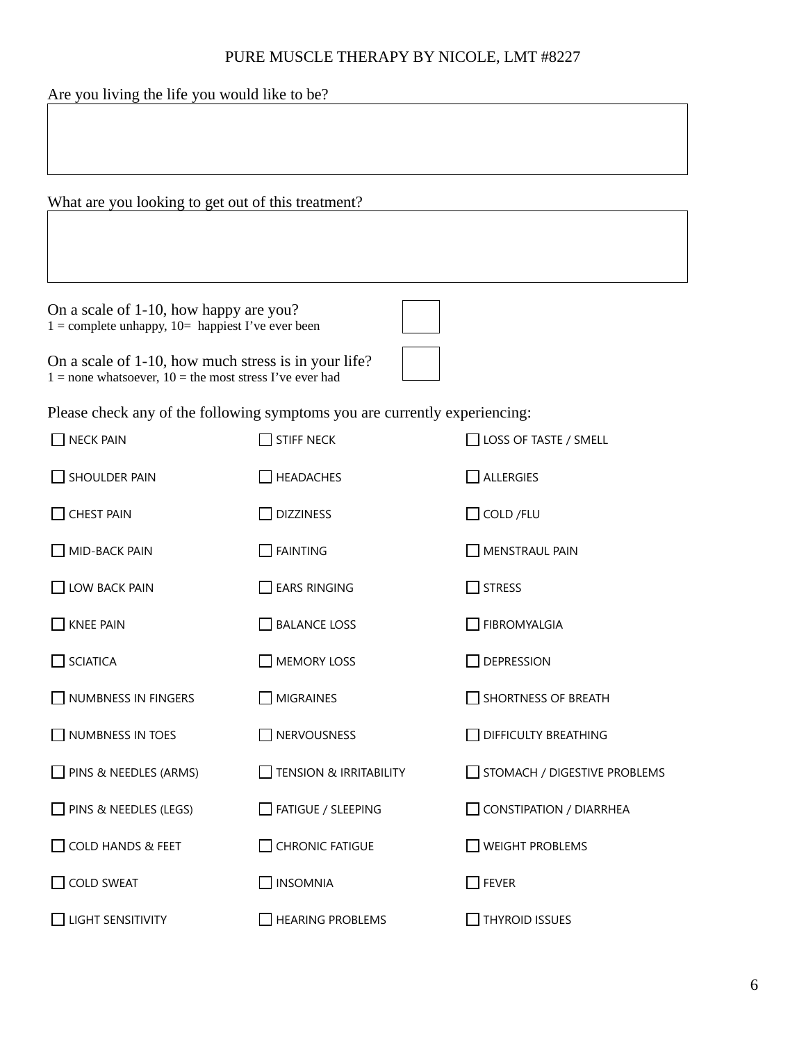PURE MUSCLE THERAPY BY NICOLE, LMT #8227

Are you living the life you would like to be?

What are you looking to get out of this treatment?

On a scale of 1-10, how happy are you?
1 = complete unhappy, 10= happiest I've ever been

On a scale of 1-10, how much stress is in your life?
1 = none whatsoever, 10 = the most stress I've ever had

Please check any of the following symptoms you are currently experiencing:

- ☐ NECK PAIN
- ☐ SHOULDER PAIN
- ☐ CHEST PAIN
- ☐ MID-BACK PAIN
- ☐ LOW BACK PAIN
- ☐ KNEE PAIN
- ☐ SCIATICA
- ☐ NUMBNESS IN FINGERS
- ☐ NUMBNESS IN TOES
- ☐ PINS & NEEDLES (ARMS)
- ☐ PINS & NEEDLES (LEGS)
- ☐ COLD HANDS & FEET
- ☐ COLD SWEAT
- ☐ LIGHT SENSITIVITY
- ☐ STIFF NECK
- ☐ HEADACHES
- ☐ DIZZINESS
- ☐ FAINTING
- ☐ EARS RINGING
- ☐ BALANCE LOSS
- ☐ MEMORY LOSS
- ☐ MIGRAINES
- ☐ NERVOUSNESS
- ☐ TENSION & IRRITABILITY
- ☐ FATIGUE / SLEEPING
- ☐ CHRONIC FATIGUE
- ☐ INSOMNIA
- ☐ HEARING PROBLEMS
- ☐ LOSS OF TASTE / SMELL
- ☐ ALLERGIES
- ☐ COLD /FLU
- ☐ MENSTRAUL PAIN
- ☐ STRESS
- ☐ FIBROMYALGIA
- ☐ DEPRESSION
- ☐ SHORTNESS OF BREATH
- ☐ DIFFICULTY BREATHING
- ☐ STOMACH / DIGESTIVE PROBLEMS
- ☐ CONSTIPATION / DIARRHEA
- ☐ WEIGHT PROBLEMS
- ☐ FEVER
- ☐ THYROID ISSUES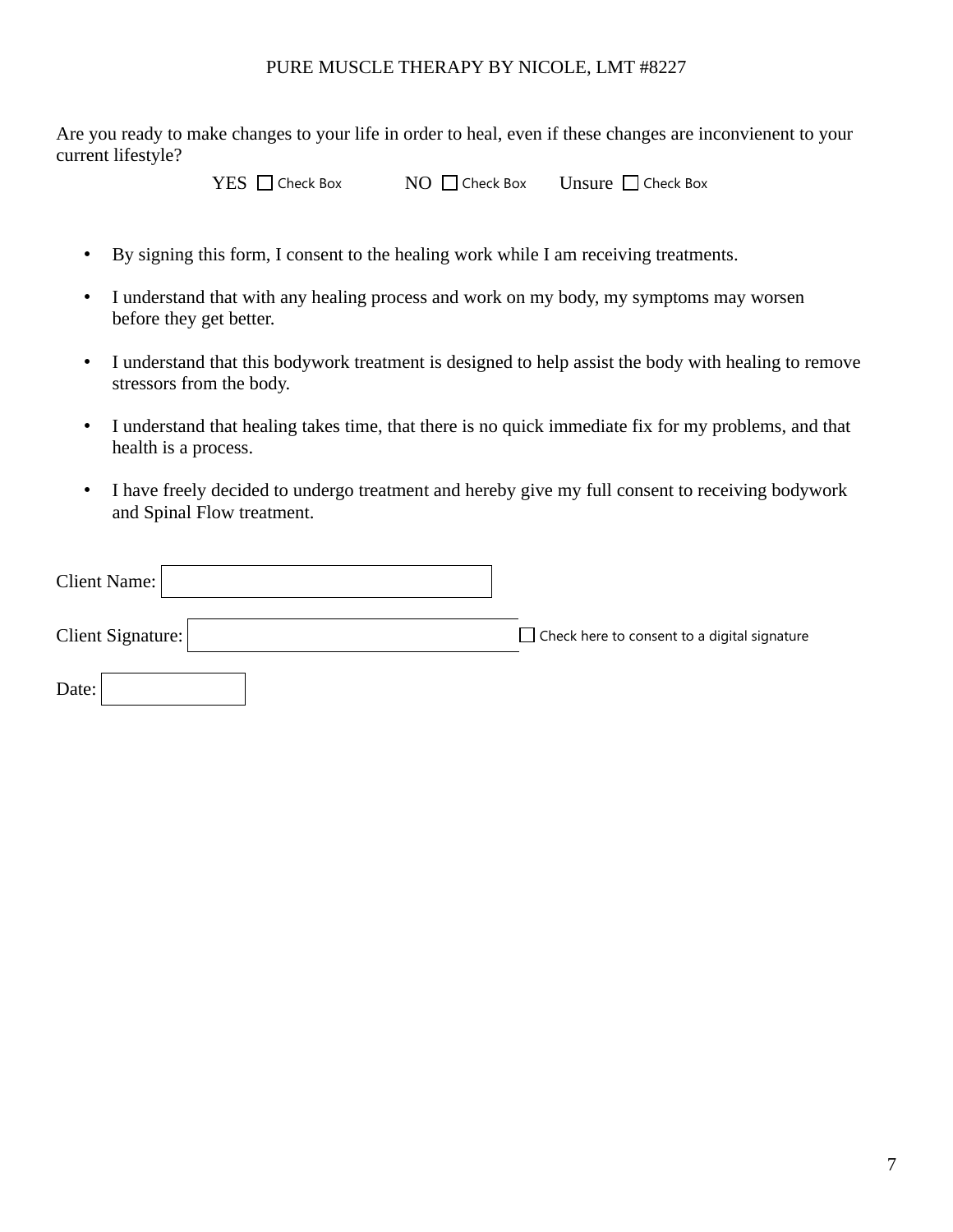PURE MUSCLE THERAPY BY NICOLE, LMT #8227

Are you ready to make changes to your life in order to heal, even if these changes are inconvienent to your current lifestyle?

YES ☐ Check Box NO ☐ Check Box Unsure ☐ Check Box

- By signing this form, I consent to the healing work while I am receiving treatments.
- I understand that with any healing process and work on my body, my symptoms may worsen before they get better.
- I understand that this bodywork treatment is designed to help assist the body with healing to remove stressors from the body.
- I understand that healing takes time, that there is no quick immediate fix for my problems, and that health is a process.
- I have freely decided to undergo treatment and hereby give my full consent to receiving bodywork and Spinal Flow treatment.

Client Name: ____________________

Client Signature: ____________________ ☐ Check here to consent to a digital signature

Date: __________